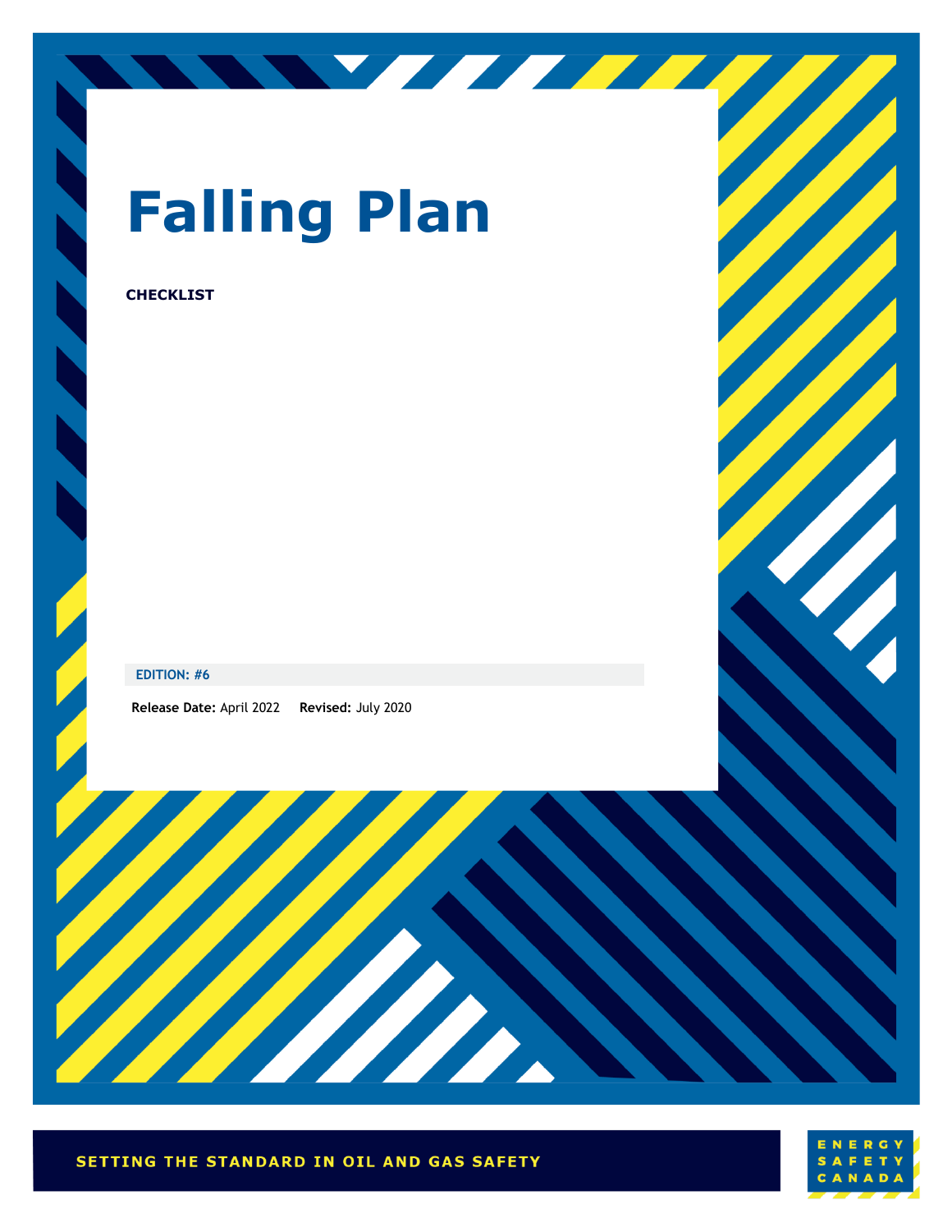# Falling Plan

**CHECKLIST**

**EDITION: #6**

**Release Date:** April 2022 **Revised:** July 2020

SETTING THE STANDARD IN OIL AND GAS SAFETY

ENERGY SAFETY CANADA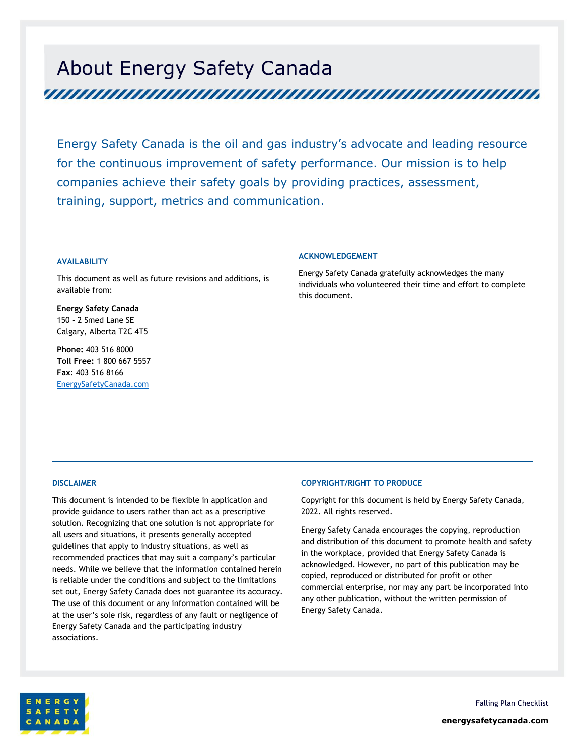# About Energy Safety Canada

Energy Safety Canada is the oil and gas industry's advocate and leading resource for the continuous improvement of safety performance. Our mission is to help companies achieve their safety goals by providing practices, assessment, training, support, metrics and communication.

### AVAILABILITY

This document as well as future revisions and additions, is available from:

**Energy Safety Canada**
150 - 2 Smed Lane SE
Calgary, Alberta T2C 4T5

**Phone:** 403 516 8000
**Toll Free:** 1 800 667 5557
**Fax**: 403 516 8166
EnergySafetyCanada.com

### ACKNOWLEDGEMENT

Energy Safety Canada gratefully acknowledges the many individuals who volunteered their time and effort to complete this document.

### DISCLAIMER

This document is intended to be flexible in application and provide guidance to users rather than act as a prescriptive solution. Recognizing that one solution is not appropriate for all users and situations, it presents generally accepted guidelines that apply to industry situations, as well as recommended practices that may suit a company's particular needs. While we believe that the information contained herein is reliable under the conditions and subject to the limitations set out, Energy Safety Canada does not guarantee its accuracy. The use of this document or any information contained will be at the user's sole risk, regardless of any fault or negligence of Energy Safety Canada and the participating industry associations.

### COPYRIGHT/RIGHT TO PRODUCE

Copyright for this document is held by Energy Safety Canada, 2022. All rights reserved.

Energy Safety Canada encourages the copying, reproduction and distribution of this document to promote health and safety in the workplace, provided that Energy Safety Canada is acknowledged. However, no part of this publication may be copied, reproduced or distributed for profit or other commercial enterprise, nor may any part be incorporated into any other publication, without the written permission of Energy Safety Canada.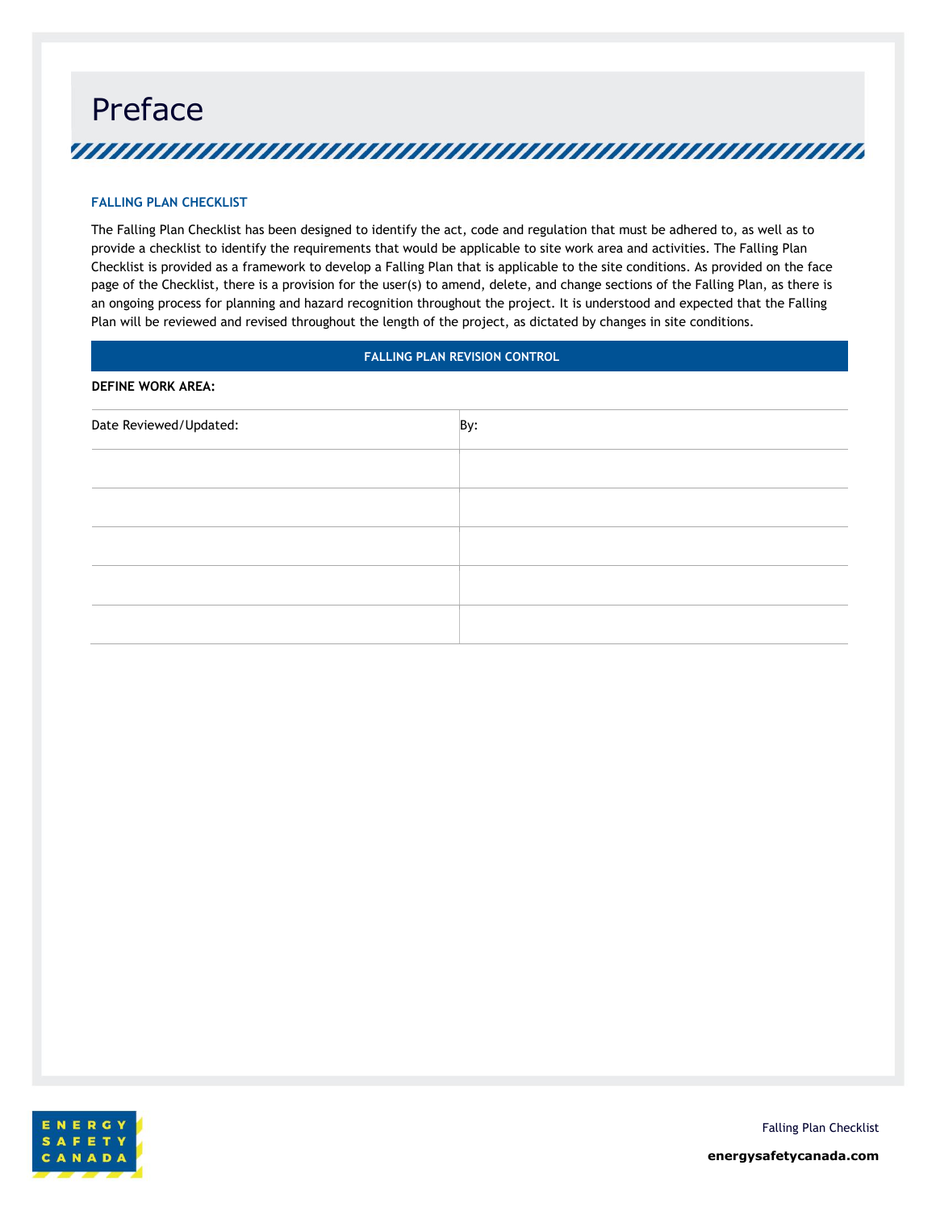# Preface

### FALLING PLAN CHECKLIST

The Falling Plan Checklist has been designed to identify the act, code and regulation that must be adhered to, as well as to provide a checklist to identify the requirements that would be applicable to site work area and activities. The Falling Plan Checklist is provided as a framework to develop a Falling Plan that is applicable to the site conditions. As provided on the face page of the Checklist, there is a provision for the user(s) to amend, delete, and change sections of the Falling Plan, as there is an ongoing process for planning and hazard recognition throughout the project. It is understood and expected that the Falling Plan will be reviewed and revised throughout the length of the project, as dictated by changes in site conditions.

| FALLING PLAN REVISION CONTROL | |
|---|---|
| **DEFINE WORK AREA:** | |
| Date Reviewed/Updated: | By: |
| | |
| | |
| | |
| | |
| | |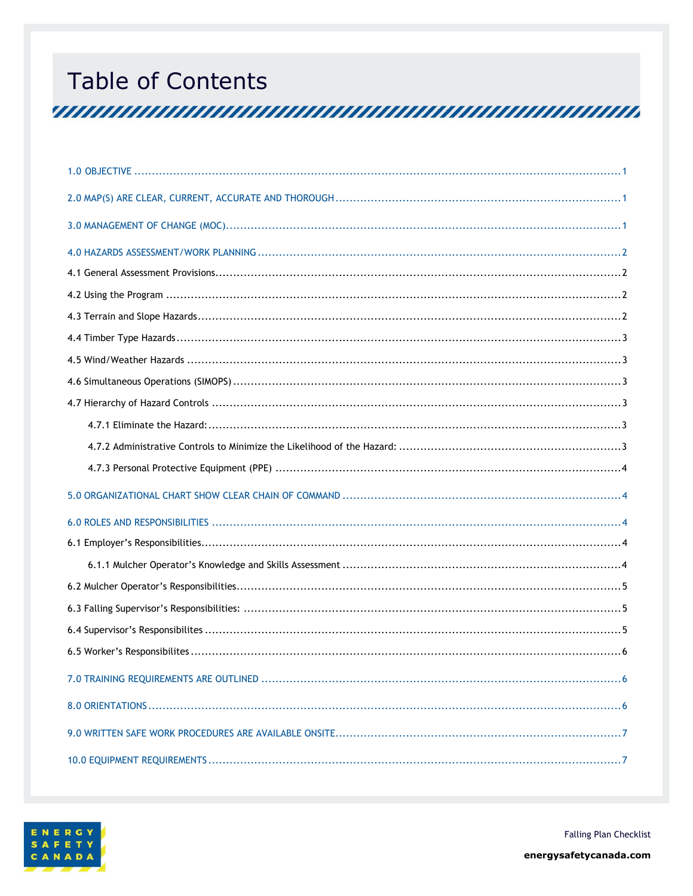# Table of Contents

1.0 OBJECTIVE ........ 1

2.0 MAP(S) ARE CLEAR, CURRENT, ACCURATE AND THOROUGH ........ 1

3.0 MANAGEMENT OF CHANGE (MOC) ........ 1

4.0 HAZARDS ASSESSMENT/WORK PLANNING ........ 2

4.1 General Assessment Provisions ........ 2

4.2 Using the Program ........ 2

4.3 Terrain and Slope Hazards ........ 2

4.4 Timber Type Hazards ........ 3

4.5 Wind/Weather Hazards ........ 3

4.6 Simultaneous Operations (SIMOPS) ........ 3

4.7 Hierarchy of Hazard Controls ........ 3

- 4.7.1 Eliminate the Hazard: ........ 3
- 4.7.2 Administrative Controls to Minimize the Likelihood of the Hazard: ........ 3
- 4.7.3 Personal Protective Equipment (PPE) ........ 4

5.0 ORGANIZATIONAL CHART SHOW CLEAR CHAIN OF COMMAND ........ 4

6.0 ROLES AND RESPONSIBILITIES ........ 4

6.1 Employer's Responsibilities ........ 4

- 6.1.1 Mulcher Operator's Knowledge and Skills Assessment ........ 4

6.2 Mulcher Operator's Responsibilities ........ 5

6.3 Falling Supervisor's Responsibilities: ........ 5

6.4 Supervisor's Responsibilites ........ 5

6.5 Worker's Responsibilites ........ 6

7.0 TRAINING REQUIREMENTS ARE OUTLINED ........ 6

8.0 ORIENTATIONS ........ 6

9.0 WRITTEN SAFE WORK PROCEDURES ARE AVAILABLE ONSITE ........ 7

10.0 EQUIPMENT REQUIREMENTS ........ 7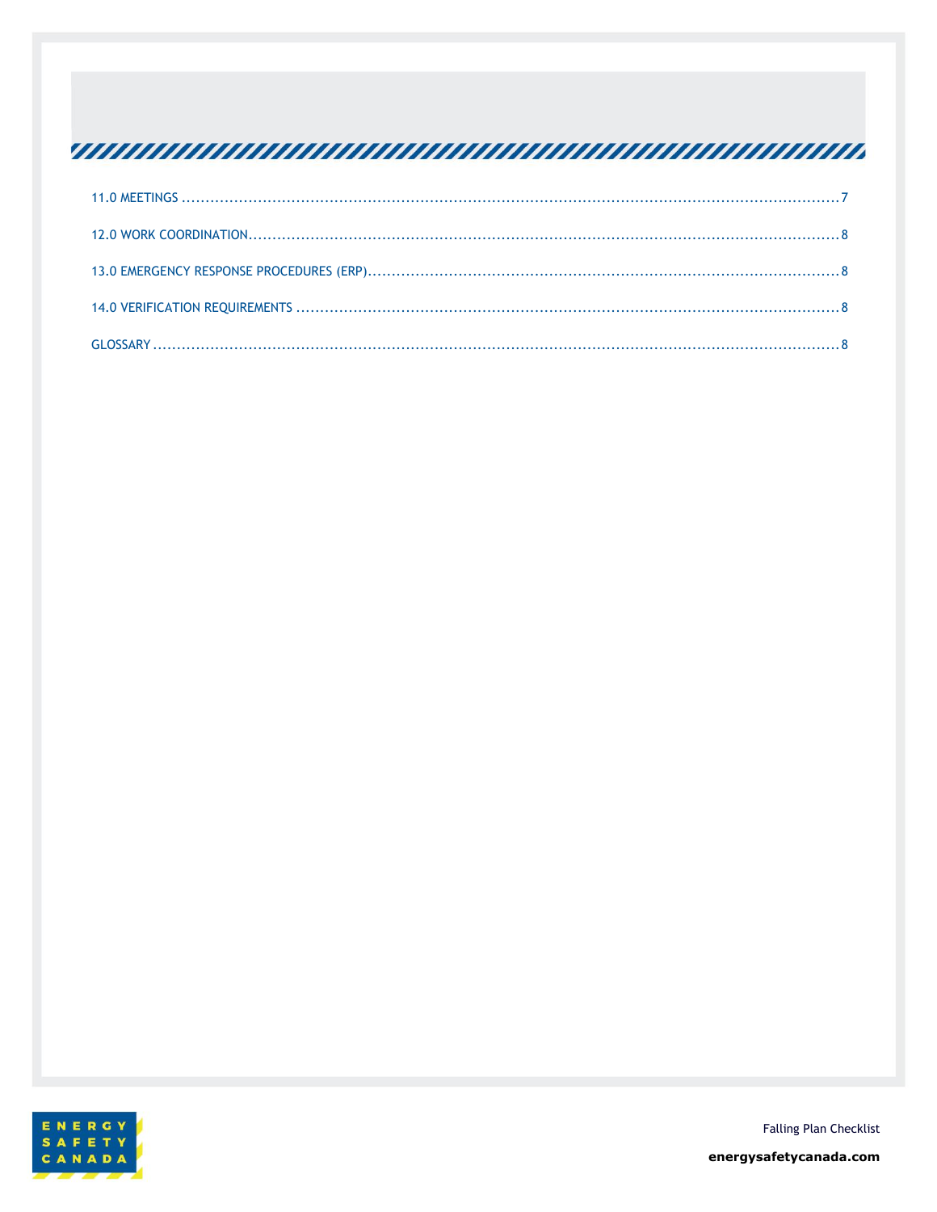11.0 MEETINGS ..........................................................................................................................................7

12.0 WORK COORDINATION.............................................................................................................................8

13.0 EMERGENCY RESPONSE PROCEDURES (ERP)......................................................................................8

14.0 VERIFICATION REQUIREMENTS ................................................................................................................8

GLOSSARY ..........................................................................................................................................................8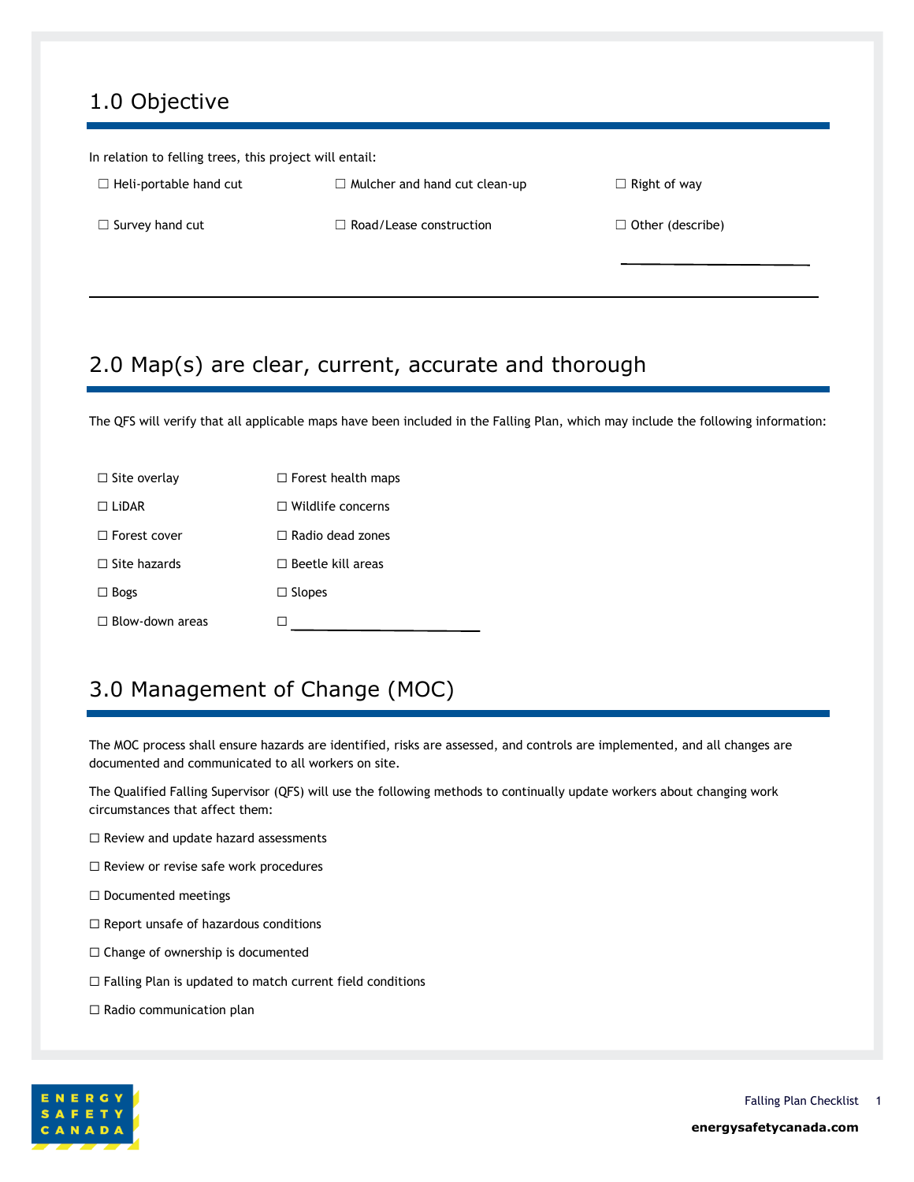## 1.0 Objective

In relation to felling trees, this project will entail:

☐ Heli-portable hand cut ☐ Mulcher and hand cut clean-up ☐ Right of way

☐ Survey hand cut ☐ Road/Lease construction ☐ Other (describe) ____________________

________________________________________________________________________________

## 2.0 Map(s) are clear, current, accurate and thorough

The QFS will verify that all applicable maps have been included in the Falling Plan, which may include the following information:

☐ Site overlay ☐ Forest health maps

☐ LiDAR ☐ Wildlife concerns

☐ Forest cover ☐ Radio dead zones

☐ Site hazards ☐ Beetle kill areas

☐ Bogs ☐ Slopes

☐ Blow-down areas ☐ ____________________

## 3.0 Management of Change (MOC)

The MOC process shall ensure hazards are identified, risks are assessed, and controls are implemented, and all changes are documented and communicated to all workers on site.

The Qualified Falling Supervisor (QFS) will use the following methods to continually update workers about changing work circumstances that affect them:

☐ Review and update hazard assessments

☐ Review or revise safe work procedures

☐ Documented meetings

☐ Report unsafe of hazardous conditions

☐ Change of ownership is documented

☐ Falling Plan is updated to match current field conditions

☐ Radio communication plan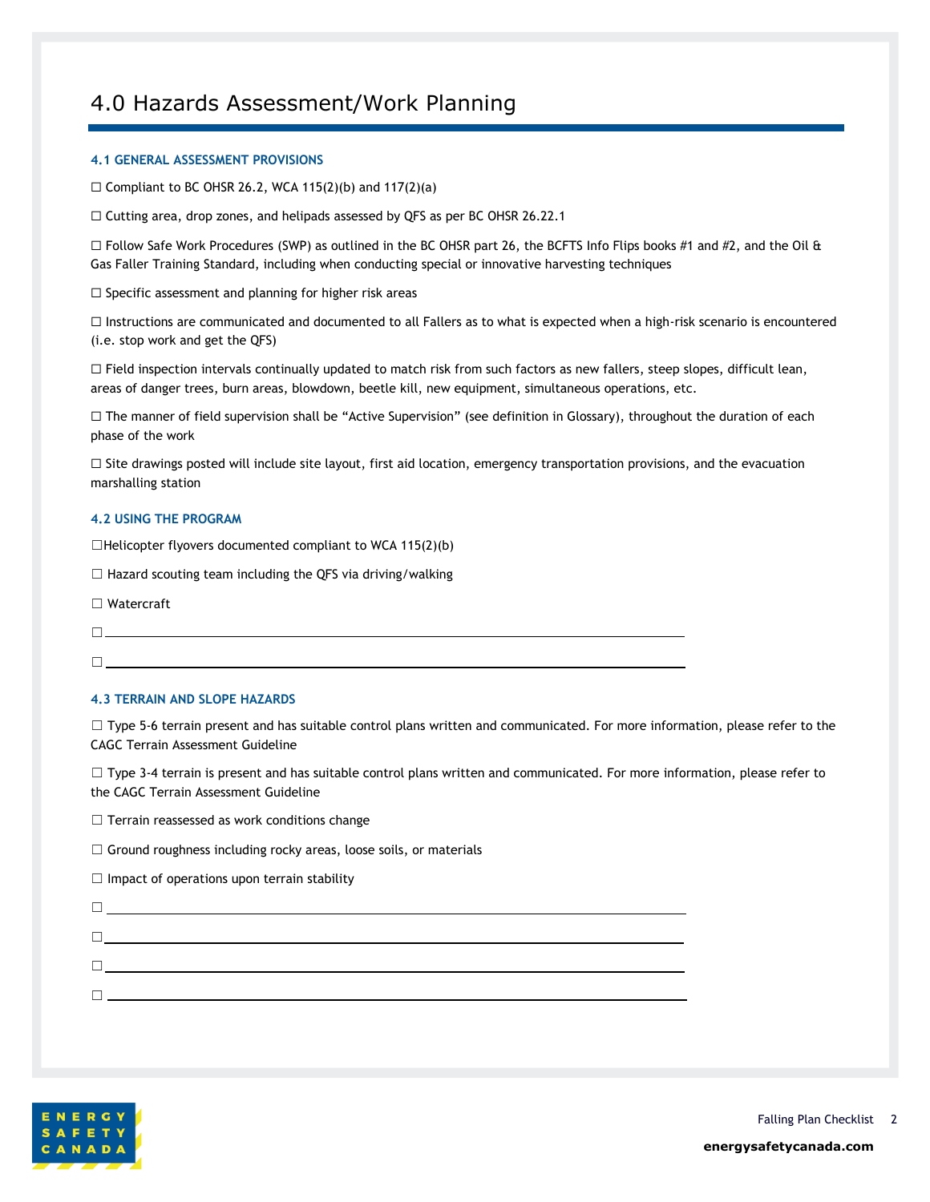# 4.0 Hazards Assessment/Work Planning

### 4.1 GENERAL ASSESSMENT PROVISIONS

☐ Compliant to BC OHSR 26.2, WCA 115(2)(b) and 117(2)(a)

☐ Cutting area, drop zones, and helipads assessed by QFS as per BC OHSR 26.22.1

☐ Follow Safe Work Procedures (SWP) as outlined in the BC OHSR part 26, the BCFTS Info Flips books #1 and #2, and the Oil & Gas Faller Training Standard, including when conducting special or innovative harvesting techniques

☐ Specific assessment and planning for higher risk areas

☐ Instructions are communicated and documented to all Fallers as to what is expected when a high-risk scenario is encountered (i.e. stop work and get the QFS)

☐ Field inspection intervals continually updated to match risk from such factors as new fallers, steep slopes, difficult lean, areas of danger trees, burn areas, blowdown, beetle kill, new equipment, simultaneous operations, etc.

☐ The manner of field supervision shall be "Active Supervision" (see definition in Glossary), throughout the duration of each phase of the work

☐ Site drawings posted will include site layout, first aid location, emergency transportation provisions, and the evacuation marshalling station

### 4.2 USING THE PROGRAM

☐ Helicopter flyovers documented compliant to WCA 115(2)(b)

☐ Hazard scouting team including the QFS via driving/walking

☐ Watercraft

☐ ______________________________

☐ ______________________________

### 4.3 TERRAIN AND SLOPE HAZARDS

☐ Type 5-6 terrain present and has suitable control plans written and communicated. For more information, please refer to the CAGC Terrain Assessment Guideline

☐ Type 3-4 terrain is present and has suitable control plans written and communicated. For more information, please refer to the CAGC Terrain Assessment Guideline

☐ Terrain reassessed as work conditions change

☐ Ground roughness including rocky areas, loose soils, or materials

☐ Impact of operations upon terrain stability

☐ ______________________________

☐ ______________________________

☐ ______________________________

☐ ______________________________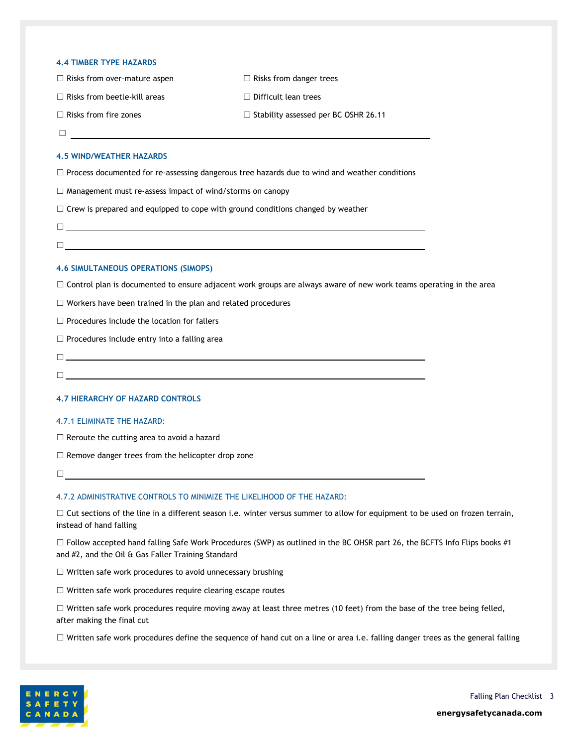### 4.4 TIMBER TYPE HAZARDS

☐ Risks from over-mature aspen

☐ Risks from beetle-kill areas

☐ Risks from fire zones

☐ Risks from danger trees

☐ Difficult lean trees

☐ Stability assessed per BC OSHR 26.11

☐ ______________________________

### 4.5 WIND/WEATHER HAZARDS

☐ Process documented for re-assessing dangerous tree hazards due to wind and weather conditions

☐ Management must re-assess impact of wind/storms on canopy

☐ Crew is prepared and equipped to cope with ground conditions changed by weather

☐ ______________________________

☐ ______________________________

### 4.6 SIMULTANEOUS OPERATIONS (SIMOPS)

☐ Control plan is documented to ensure adjacent work groups are always aware of new work teams operating in the area

☐ Workers have been trained in the plan and related procedures

☐ Procedures include the location for fallers

☐ Procedures include entry into a falling area

☐ ______________________________

☐ ______________________________

### 4.7 HIERARCHY OF HAZARD CONTROLS

#### 4.7.1 ELIMINATE THE HAZARD:

☐ Reroute the cutting area to avoid a hazard

☐ Remove danger trees from the helicopter drop zone

☐ ______________________________

#### 4.7.2 ADMINISTRATIVE CONTROLS TO MINIMIZE THE LIKELIHOOD OF THE HAZARD:

☐ Cut sections of the line in a different season i.e. winter versus summer to allow for equipment to be used on frozen terrain, instead of hand falling

☐ Follow accepted hand falling Safe Work Procedures (SWP) as outlined in the BC OHSR part 26, the BCFTS Info Flips books #1 and #2, and the Oil & Gas Faller Training Standard

☐ Written safe work procedures to avoid unnecessary brushing

☐ Written safe work procedures require clearing escape routes

☐ Written safe work procedures require moving away at least three metres (10 feet) from the base of the tree being felled, after making the final cut

☐ Written safe work procedures define the sequence of hand cut on a line or area i.e. falling danger trees as the general falling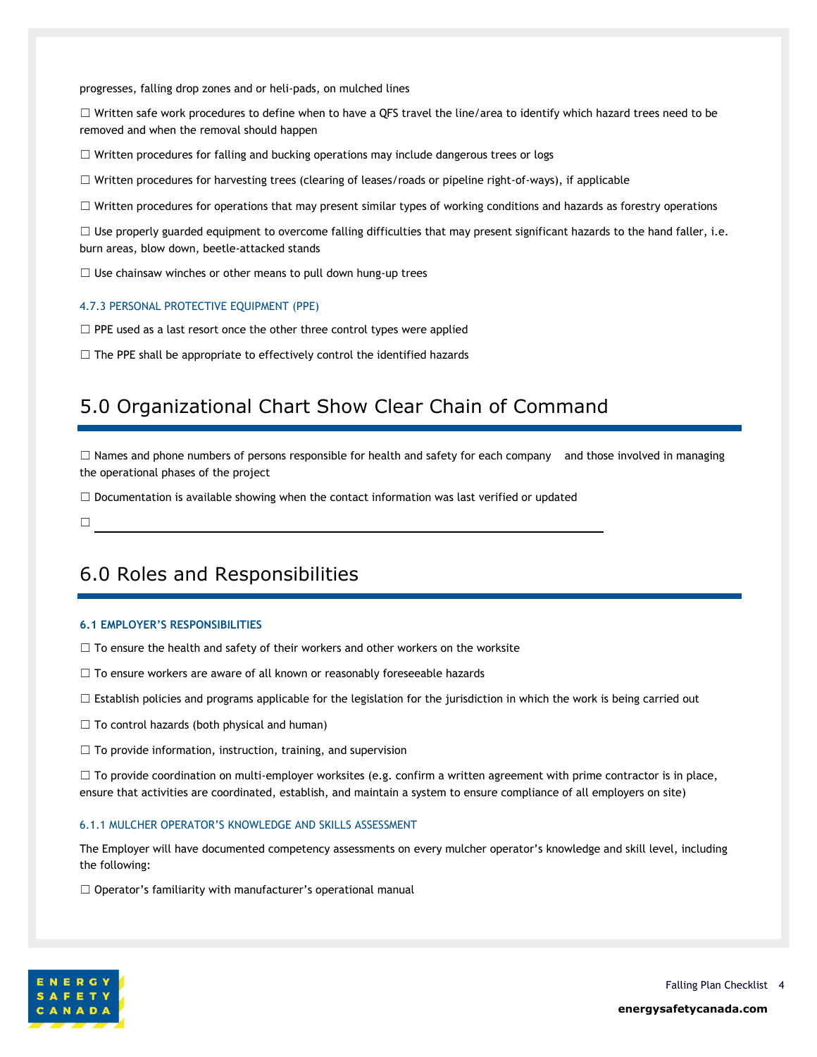progresses, falling drop zones and or heli-pads, on mulched lines

☐ Written safe work procedures to define when to have a QFS travel the line/area to identify which hazard trees need to be removed and when the removal should happen

☐ Written procedures for falling and bucking operations may include dangerous trees or logs

☐ Written procedures for harvesting trees (clearing of leases/roads or pipeline right-of-ways), if applicable

☐ Written procedures for operations that may present similar types of working conditions and hazards as forestry operations

☐ Use properly guarded equipment to overcome falling difficulties that may present significant hazards to the hand faller, i.e. burn areas, blow down, beetle-attacked stands

☐ Use chainsaw winches or other means to pull down hung-up trees

#### 4.7.3 PERSONAL PROTECTIVE EQUIPMENT (PPE)

☐ PPE used as a last resort once the other three control types were applied

☐ The PPE shall be appropriate to effectively control the identified hazards

## 5.0 Organizational Chart Show Clear Chain of Command

☐ Names and phone numbers of persons responsible for health and safety for each company and those involved in managing the operational phases of the project

☐ Documentation is available showing when the contact information was last verified or updated

☐ ____________________________________________

## 6.0 Roles and Responsibilities

### 6.1 EMPLOYER'S RESPONSIBILITIES

☐ To ensure the health and safety of their workers and other workers on the worksite

☐ To ensure workers are aware of all known or reasonably foreseeable hazards

☐ Establish policies and programs applicable for the legislation for the jurisdiction in which the work is being carried out

☐ To control hazards (both physical and human)

☐ To provide information, instruction, training, and supervision

☐ To provide coordination on multi-employer worksites (e.g. confirm a written agreement with prime contractor is in place, ensure that activities are coordinated, establish, and maintain a system to ensure compliance of all employers on site)

#### 6.1.1 MULCHER OPERATOR'S KNOWLEDGE AND SKILLS ASSESSMENT

The Employer will have documented competency assessments on every mulcher operator's knowledge and skill level, including the following:

☐ Operator's familiarity with manufacturer's operational manual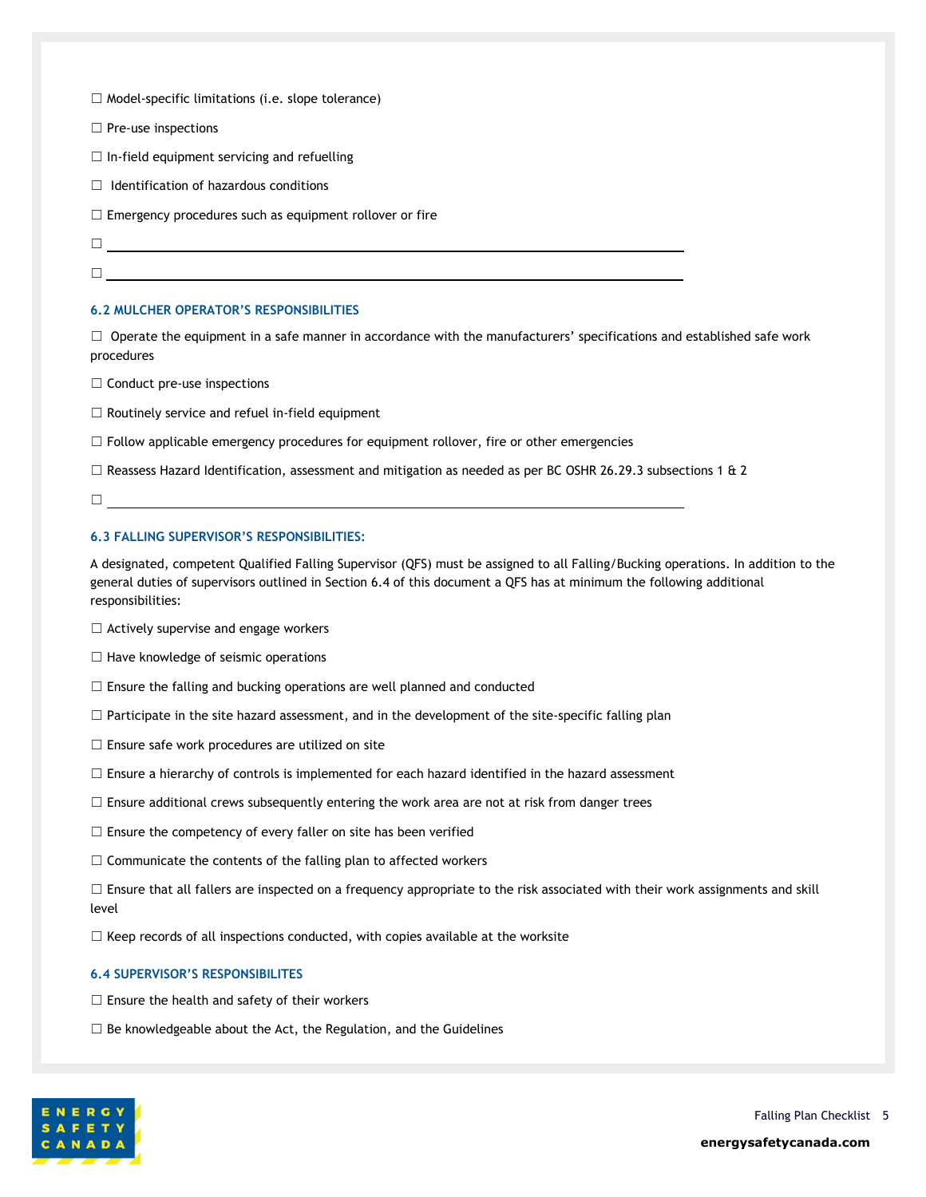☐ Model-specific limitations (i.e. slope tolerance)

☐ Pre-use inspections

☐ In-field equipment servicing and refuelling

☐ Identification of hazardous conditions

☐ Emergency procedures such as equipment rollover or fire

☐ ______________________________________________

☐ ______________________________________________

### 6.2 MULCHER OPERATOR'S RESPONSIBILITIES

☐ Operate the equipment in a safe manner in accordance with the manufacturers' specifications and established safe work procedures

☐ Conduct pre-use inspections

☐ Routinely service and refuel in-field equipment

☐ Follow applicable emergency procedures for equipment rollover, fire or other emergencies

☐ Reassess Hazard Identification, assessment and mitigation as needed as per BC OSHR 26.29.3 subsections 1 & 2

☐ ______________________________________________

### 6.3 FALLING SUPERVISOR'S RESPONSIBILITIES:

A designated, competent Qualified Falling Supervisor (QFS) must be assigned to all Falling/Bucking operations. In addition to the general duties of supervisors outlined in Section 6.4 of this document a QFS has at minimum the following additional responsibilities:

☐ Actively supervise and engage workers

☐ Have knowledge of seismic operations

☐ Ensure the falling and bucking operations are well planned and conducted

☐ Participate in the site hazard assessment, and in the development of the site-specific falling plan

☐ Ensure safe work procedures are utilized on site

☐ Ensure a hierarchy of controls is implemented for each hazard identified in the hazard assessment

☐ Ensure additional crews subsequently entering the work area are not at risk from danger trees

☐ Ensure the competency of every faller on site has been verified

☐ Communicate the contents of the falling plan to affected workers

☐ Ensure that all fallers are inspected on a frequency appropriate to the risk associated with their work assignments and skill level

☐ Keep records of all inspections conducted, with copies available at the worksite

### 6.4 SUPERVISOR'S RESPONSIBILITES

☐ Ensure the health and safety of their workers

☐ Be knowledgeable about the Act, the Regulation, and the Guidelines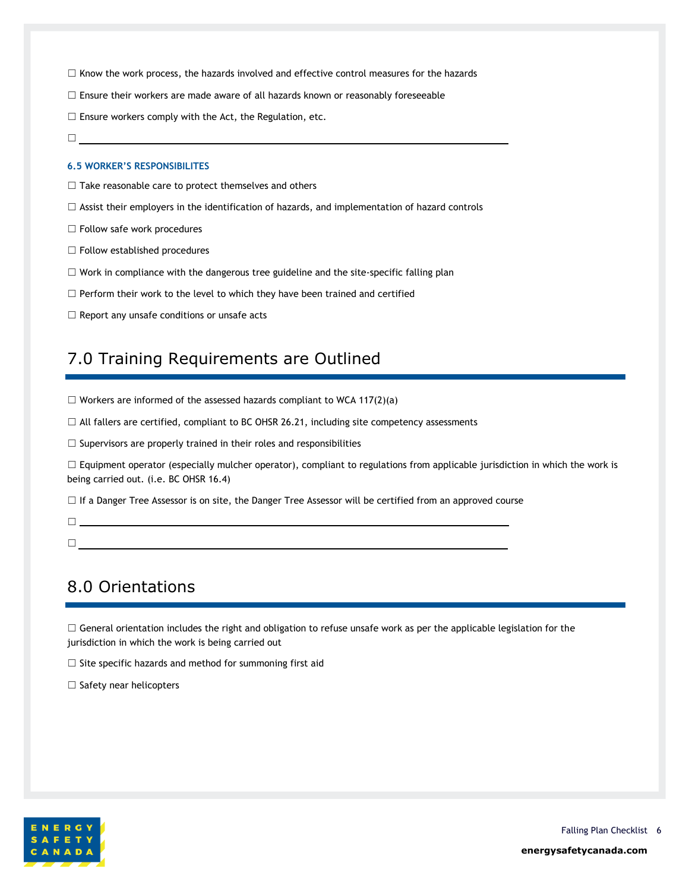☐ Know the work process, the hazards involved and effective control measures for the hazards

☐ Ensure their workers are made aware of all hazards known or reasonably foreseeable

☐ Ensure workers comply with the Act, the Regulation, etc.

☐ ____________________________________________________________

### 6.5 WORKER'S RESPONSIBILITES

☐ Take reasonable care to protect themselves and others

☐ Assist their employers in the identification of hazards, and implementation of hazard controls

☐ Follow safe work procedures

☐ Follow established procedures

☐ Work in compliance with the dangerous tree guideline and the site-specific falling plan

☐ Perform their work to the level to which they have been trained and certified

☐ Report any unsafe conditions or unsafe acts

## 7.0 Training Requirements are Outlined

☐ Workers are informed of the assessed hazards compliant to WCA 117(2)(a)

☐ All fallers are certified, compliant to BC OHSR 26.21, including site competency assessments

☐ Supervisors are properly trained in their roles and responsibilities

☐ Equipment operator (especially mulcher operator), compliant to regulations from applicable jurisdiction in which the work is being carried out. (i.e. BC OHSR 16.4)

☐ If a Danger Tree Assessor is on site, the Danger Tree Assessor will be certified from an approved course

☐ ____________________________________________________________

☐ ____________________________________________________________

## 8.0 Orientations

☐ General orientation includes the right and obligation to refuse unsafe work as per the applicable legislation for the jurisdiction in which the work is being carried out

☐ Site specific hazards and method for summoning first aid

☐ Safety near helicopters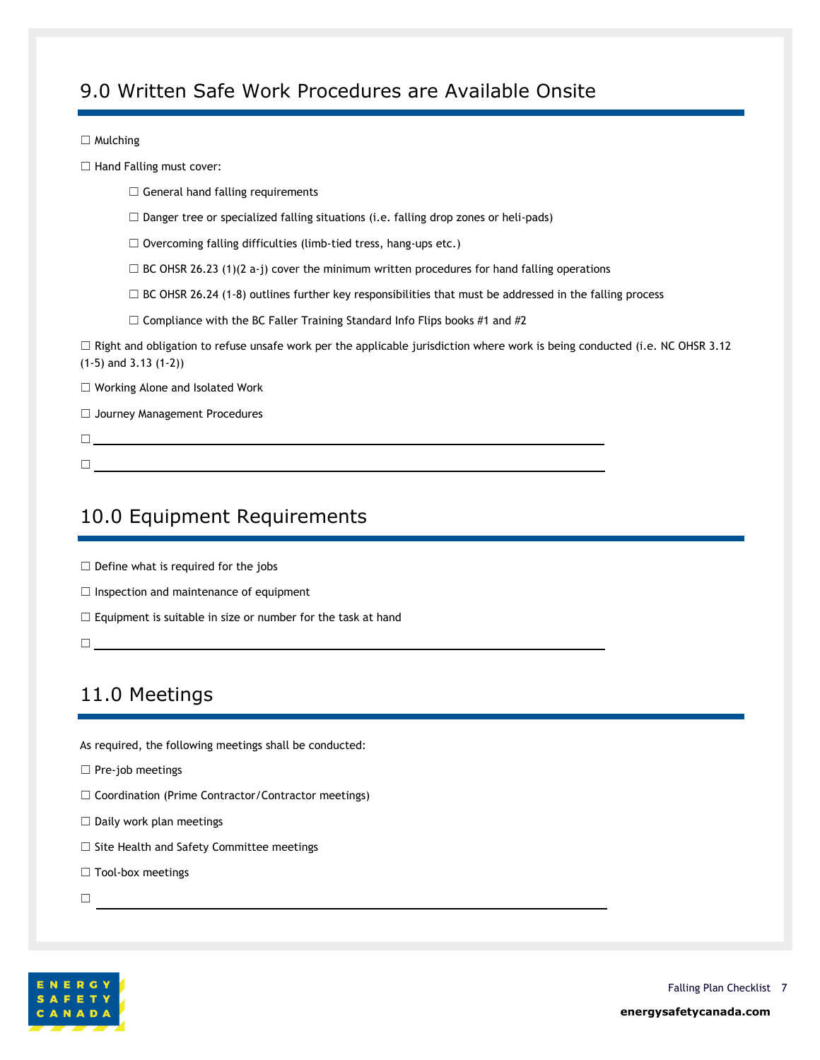## 9.0 Written Safe Work Procedures are Available Onsite

☐ Mulching

☐ Hand Falling must cover:

- ☐ General hand falling requirements
- ☐ Danger tree or specialized falling situations (i.e. falling drop zones or heli-pads)
- ☐ Overcoming falling difficulties (limb-tied tress, hang-ups etc.)
- ☐ BC OHSR 26.23 (1)(2 a-j) cover the minimum written procedures for hand falling operations
- ☐ BC OHSR 26.24 (1-8) outlines further key responsibilities that must be addressed in the falling process
- ☐ Compliance with the BC Faller Training Standard Info Flips books #1 and #2

☐ Right and obligation to refuse unsafe work per the applicable jurisdiction where work is being conducted (i.e. NC OHSR 3.12 (1-5) and 3.13 (1-2))

☐ Working Alone and Isolated Work

☐ Journey Management Procedures

☐ ____________________________________________

☐ ____________________________________________

## 10.0 Equipment Requirements

☐ Define what is required for the jobs

☐ Inspection and maintenance of equipment

☐ Equipment is suitable in size or number for the task at hand

☐ ____________________________________________

## 11.0 Meetings

As required, the following meetings shall be conducted:

☐ Pre-job meetings

☐ Coordination (Prime Contractor/Contractor meetings)

☐ Daily work plan meetings

☐ Site Health and Safety Committee meetings

☐ Tool-box meetings

☐ ____________________________________________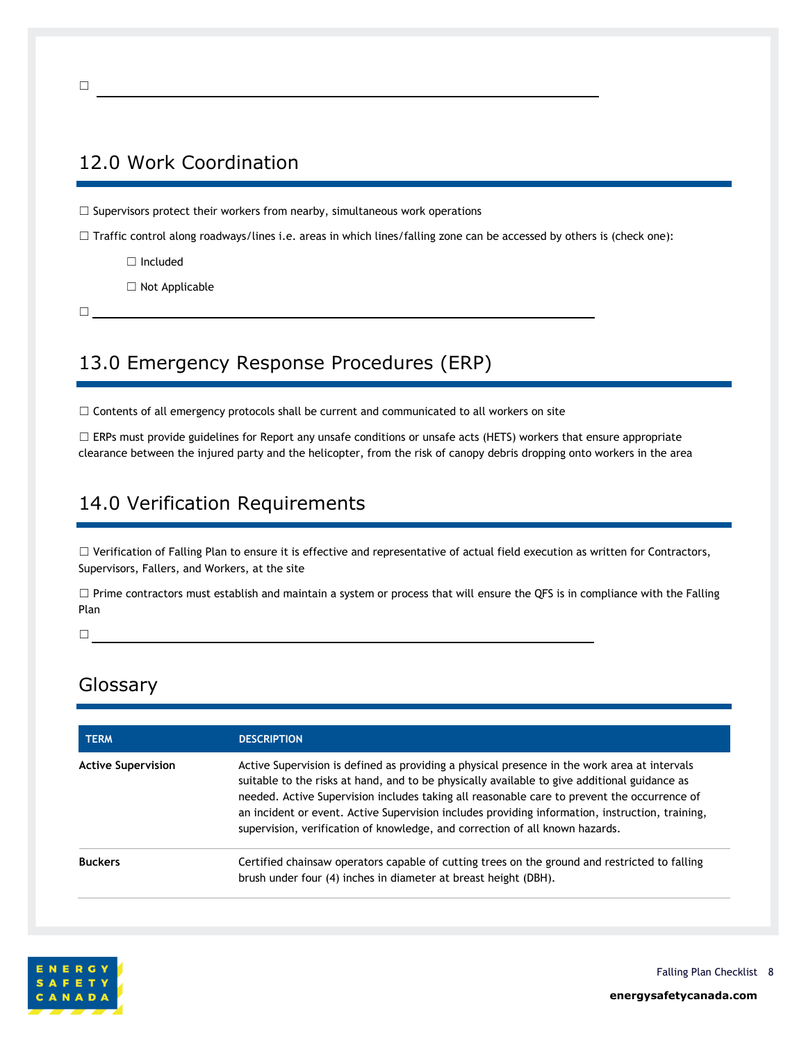☐ ____________________________________________________________

## 12.0 Work Coordination

☐ Supervisors protect their workers from nearby, simultaneous work operations

☐ Traffic control along roadways/lines i.e. areas in which lines/falling zone can be accessed by others is (check one):

  ☐ Included

  ☐ Not Applicable

☐ ____________________________________________________________

## 13.0 Emergency Response Procedures (ERP)

☐ Contents of all emergency protocols shall be current and communicated to all workers on site

☐ ERPs must provide guidelines for Report any unsafe conditions or unsafe acts (HETS) workers that ensure appropriate clearance between the injured party and the helicopter, from the risk of canopy debris dropping onto workers in the area

## 14.0 Verification Requirements

☐ Verification of Falling Plan to ensure it is effective and representative of actual field execution as written for Contractors, Supervisors, Fallers, and Workers, at the site

☐ Prime contractors must establish and maintain a system or process that will ensure the QFS is in compliance with the Falling Plan

☐ ____________________________________________________________

## Glossary

| TERM | DESCRIPTION |
|---|---|
| **Active Supervision** | Active Supervision is defined as providing a physical presence in the work area at intervals suitable to the risks at hand, and to be physically available to give additional guidance as needed. Active Supervision includes taking all reasonable care to prevent the occurrence of an incident or event. Active Supervision includes providing information, instruction, training, supervision, verification of knowledge, and correction of all known hazards. |
| **Buckers** | Certified chainsaw operators capable of cutting trees on the ground and restricted to falling brush under four (4) inches in diameter at breast height (DBH). |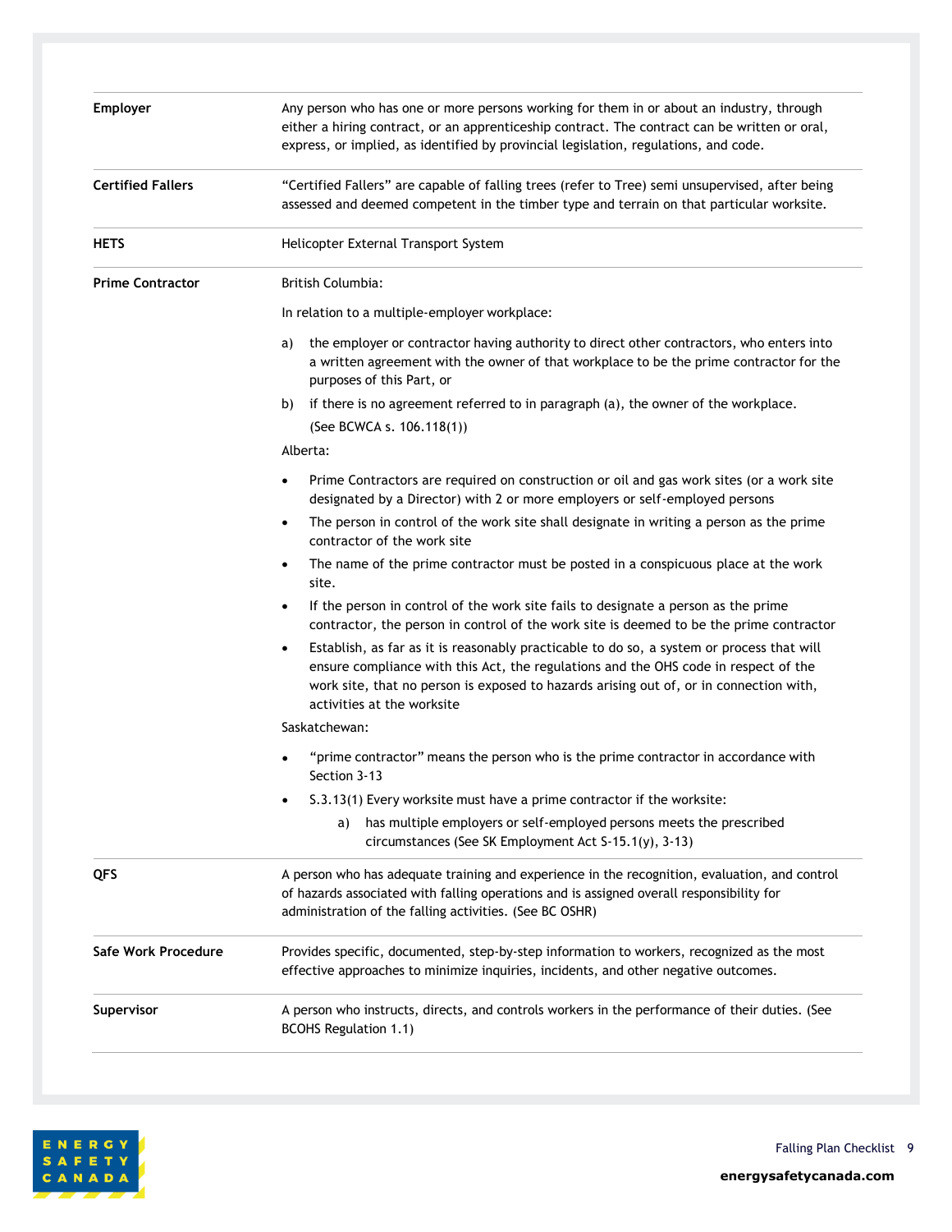| | |
|---|---|
| **Employer** | Any person who has one or more persons working for them in or about an industry, through either a hiring contract, or an apprenticeship contract. The contract can be written or oral, express, or implied, as identified by provincial legislation, regulations, and code. |
| **Certified Fallers** | "Certified Fallers" are capable of falling trees (refer to Tree) semi unsupervised, after being assessed and deemed competent in the timber type and terrain on that particular worksite. |
| **HETS** | Helicopter External Transport System |
| **Prime Contractor** | British Columbia:<br><br>In relation to a multiple-employer workplace:<br><br>a) the employer or contractor having authority to direct other contractors, who enters into a written agreement with the owner of that workplace to be the prime contractor for the purposes of this Part, or<br><br>b) if there is no agreement referred to in paragraph (a), the owner of the workplace. (See BCWCA s. 106.118(1))<br><br>Alberta:<br><br>• Prime Contractors are required on construction or oil and gas work sites (or a work site designated by a Director) with 2 or more employers or self-employed persons<br>• The person in control of the work site shall designate in writing a person as the prime contractor of the work site<br>• The name of the prime contractor must be posted in a conspicuous place at the work site.<br>• If the person in control of the work site fails to designate a person as the prime contractor, the person in control of the work site is deemed to be the prime contractor<br>• Establish, as far as it is reasonably practicable to do so, a system or process that will ensure compliance with this Act, the regulations and the OHS code in respect of the work site, that no person is exposed to hazards arising out of, or in connection with, activities at the worksite<br><br>Saskatchewan:<br><br>• "prime contractor" means the person who is the prime contractor in accordance with Section 3-13<br>• S.3.13(1) Every worksite must have a prime contractor if the worksite:<br>  a) has multiple employers or self-employed persons meets the prescribed circumstances (See SK Employment Act S-15.1(y), 3-13) |
| **QFS** | A person who has adequate training and experience in the recognition, evaluation, and control of hazards associated with falling operations and is assigned overall responsibility for administration of the falling activities. (See BC OSHR) |
| **Safe Work Procedure** | Provides specific, documented, step-by-step information to workers, recognized as the most effective approaches to minimize inquiries, incidents, and other negative outcomes. |
| **Supervisor** | A person who instructs, directs, and controls workers in the performance of their duties. (See BCOHS Regulation 1.1) |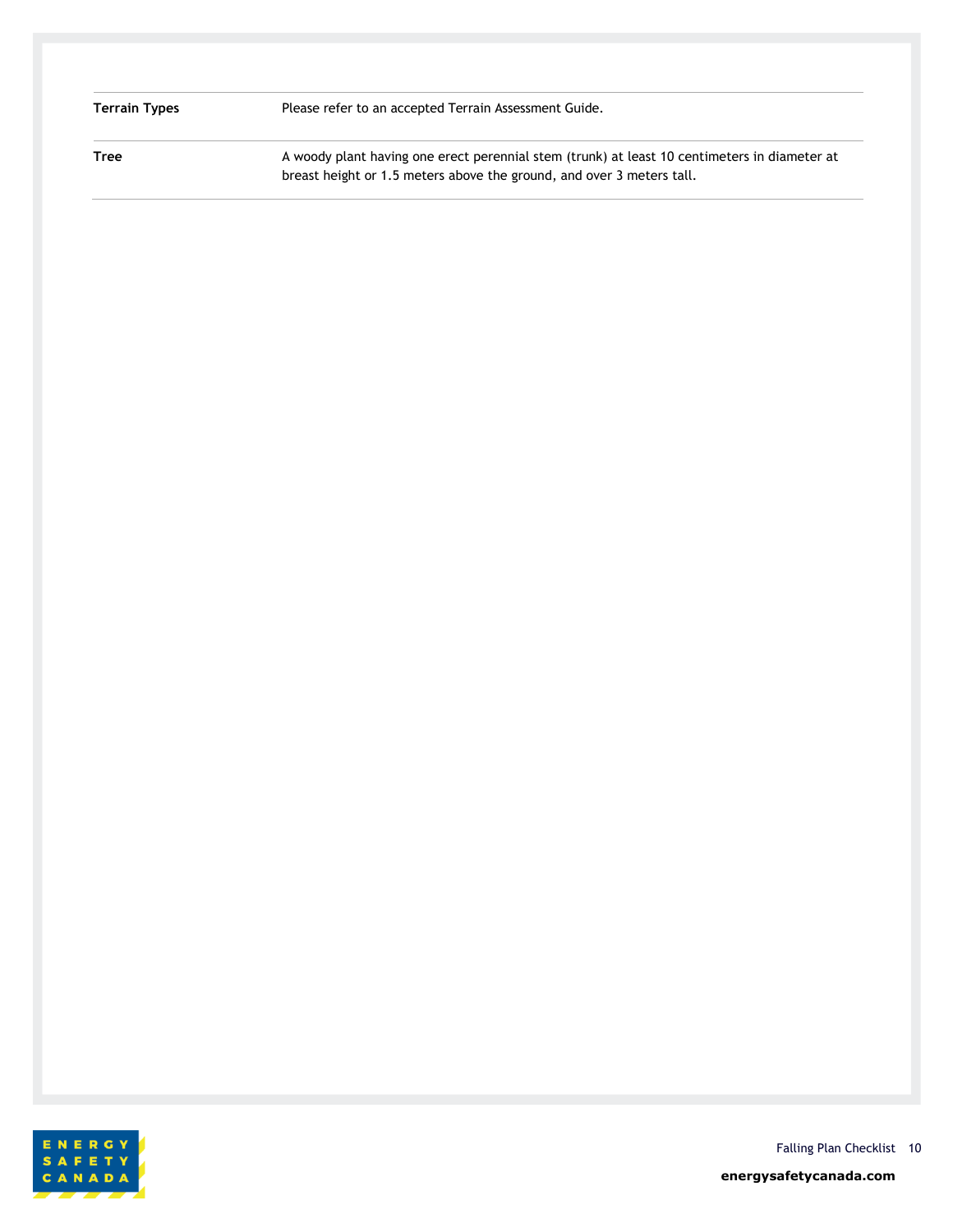| | |
|---|---|
| **Terrain Types** | Please refer to an accepted Terrain Assessment Guide. |
| **Tree** | A woody plant having one erect perennial stem (trunk) at least 10 centimeters in diameter at breast height or 1.5 meters above the ground, and over 3 meters tall. |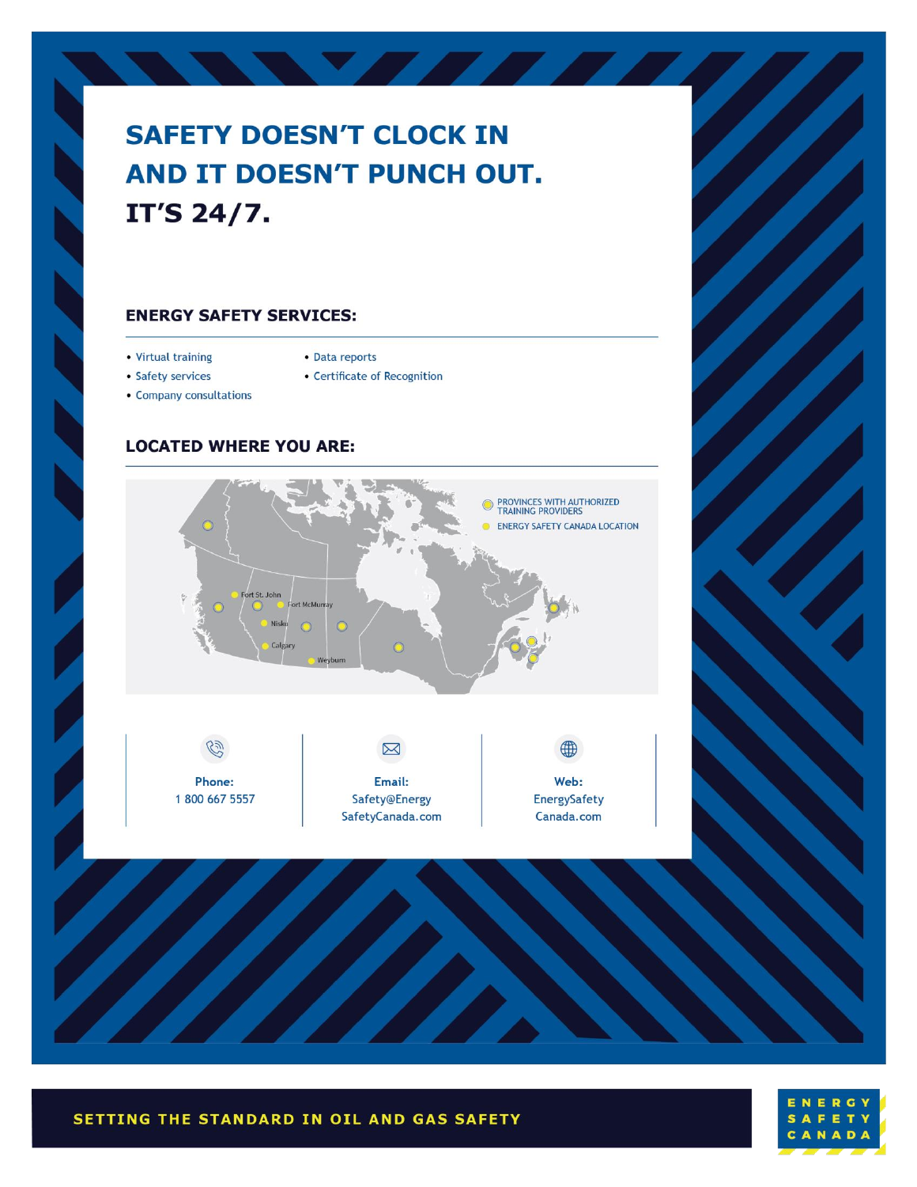# SAFETY DOESN'T CLOCK IN AND IT DOESN'T PUNCH OUT. IT'S 24/7.

## ENERGY SAFETY SERVICES:

- Virtual training
- Safety services
- Company consultations
- Data reports
- Certificate of Recognition

## LOCATED WHERE YOU ARE:

PROVINCES WITH AUTHORIZED TRAINING PROVIDERS

ENERGY SAFETY CANADA LOCATION

Fort St. John

Fort McMurray

Nisku

Calgary

Weyburn

**Phone:**
1 800 667 5557

**Email:**
Safety@EnergySafetyCanada.com

**Web:**
EnergySafetyCanada.com

SETTING THE STANDARD IN OIL AND GAS SAFETY

ENERGY SAFETY CANADA